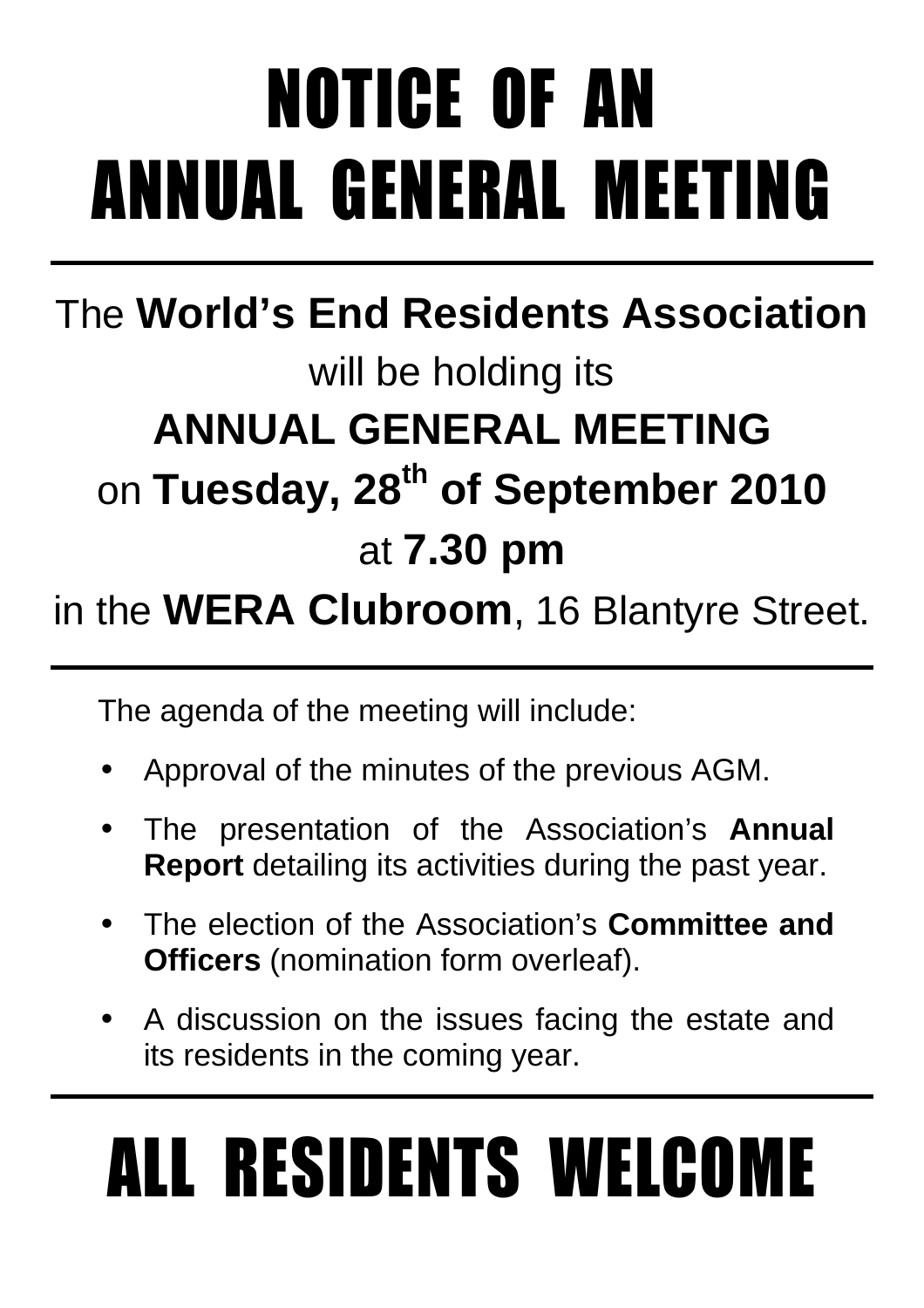# NOTICE OF AN ANNUAL GENERAL MEETING

---

The **World's End Residents Association** will be holding its **ANNUAL GENERAL MEETING** on **Tuesday, 28th of September 2010** at **7.30 pm** in the **WERA Clubroom**, 16 Blantyre Street.

---

The agenda of the meeting will include:

- Approval of the minutes of the previous AGM.
- The presentation of the Association's **Annual Report** detailing its activities during the past year.
- The election of the Association's **Committee and Officers** (nomination form overleaf).
- A discussion on the issues facing the estate and its residents in the coming year.

---

# ALL RESIDENTS WELCOME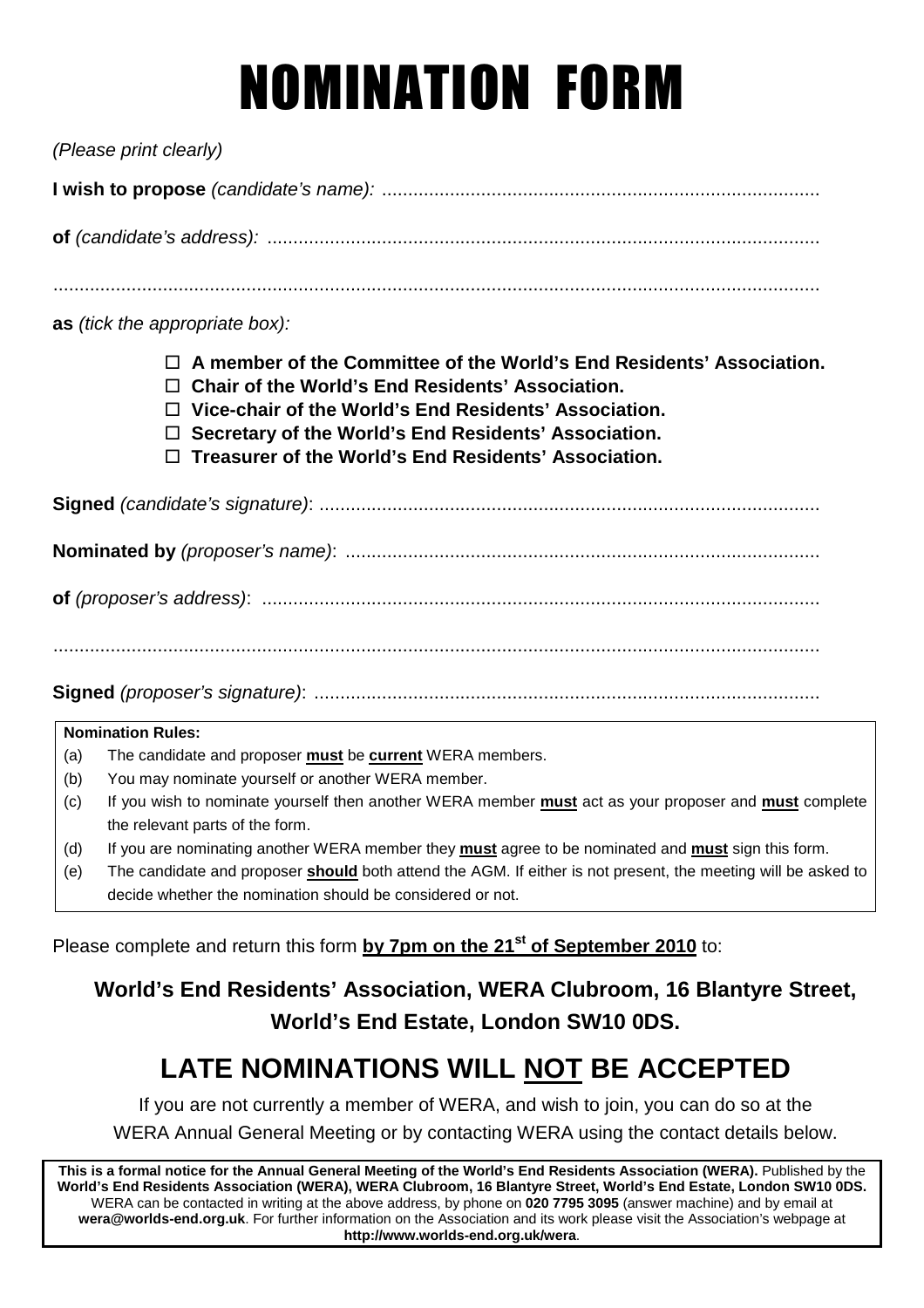# NOMINATION FORM

*(Please print clearly)*

**I wish to propose** *(candidate's name):* ....................................................................................

**of** *(candidate's address):* ..........................................................................................................

....................................................................................................................................................

**as** *(tick the appropriate box):*

- ☐ **A member of the Committee of the World's End Residents' Association.**
- ☐ **Chair of the World's End Residents' Association.**
- ☐ **Vice-chair of the World's End Residents' Association.**
- ☐ **Secretary of the World's End Residents' Association.**
- ☐ **Treasurer of the World's End Residents' Association.**

**Signed** *(candidate's signature)*: ..................................................................................................

**Nominated by** *(proposer's name)*: ..........................................................................................

**of** *(proposer's address)*: ..........................................................................................................

....................................................................................................................................................

**Signed** *(proposer's signature)*: .................................................................................................

**Nomination Rules:**

(a) The candidate and proposer **must** be **current** WERA members.

(b) You may nominate yourself or another WERA member.

(c) If you wish to nominate yourself then another WERA member **must** act as your proposer and **must** complete the relevant parts of the form.

(d) If you are nominating another WERA member they **must** agree to be nominated and **must** sign this form.

(e) The candidate and proposer **should** both attend the AGM. If either is not present, the meeting will be asked to decide whether the nomination should be considered or not.

Please complete and return this form **by 7pm on the 21st of September 2010** to:

**World's End Residents' Association, WERA Clubroom, 16 Blantyre Street, World's End Estate, London SW10 0DS.**

## LATE NOMINATIONS WILL NOT BE ACCEPTED

If you are not currently a member of WERA, and wish to join, you can do so at the WERA Annual General Meeting or by contacting WERA using the contact details below.

**This is a formal notice for the Annual General Meeting of the World's End Residents Association (WERA).** Published by the **World's End Residents Association (WERA), WERA Clubroom, 16 Blantyre Street, World's End Estate, London SW10 0DS.** WERA can be contacted in writing at the above address, by phone on **020 7795 3095** (answer machine) and by email at **wera@worlds-end.org.uk**. For further information on the Association and its work please visit the Association's webpage at **http://www.worlds-end.org.uk/wera**.